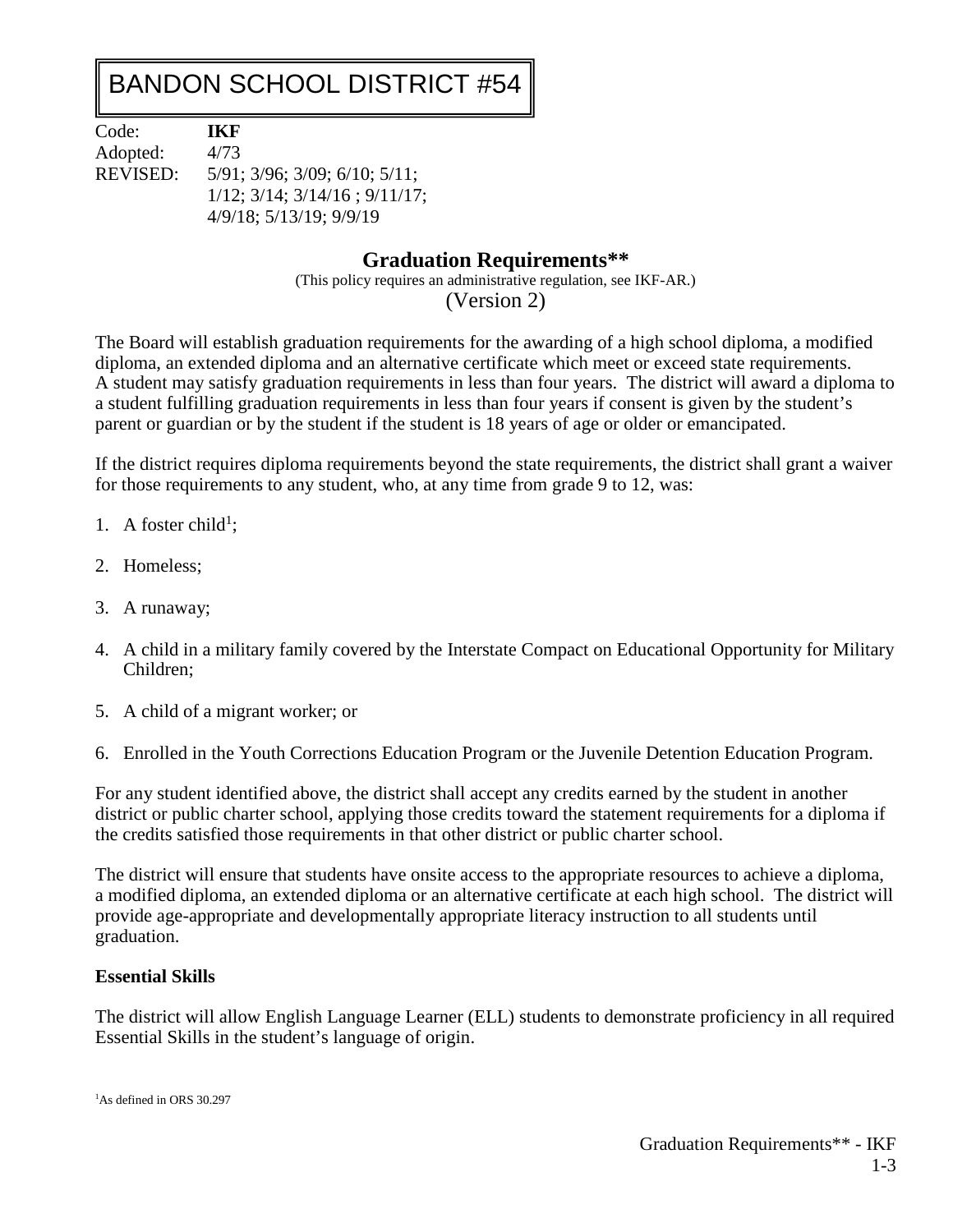# BANDON SCHOOL DISTRICT #54

Code: **IKF**
Adopted: 4/73
REVISED: 5/91; 3/96; 3/09; 6/10; 5/11; 1/12; 3/14; 3/14/16 ; 9/11/17; 4/9/18; 5/13/19; 9/9/19

## Graduation Requirements**

(This policy requires an administrative regulation, see IKF-AR.)

(Version 2)

The Board will establish graduation requirements for the awarding of a high school diploma, a modified diploma, an extended diploma and an alternative certificate which meet or exceed state requirements. A student may satisfy graduation requirements in less than four years. The district will award a diploma to a student fulfilling graduation requirements in less than four years if consent is given by the student's parent or guardian or by the student if the student is 18 years of age or older or emancipated.

If the district requires diploma requirements beyond the state requirements, the district shall grant a waiver for those requirements to any student, who, at any time from grade 9 to 12, was:

1. A foster child[1];
2. Homeless;
3. A runaway;
4. A child in a military family covered by the Interstate Compact on Educational Opportunity for Military Children;
5. A child of a migrant worker; or
6. Enrolled in the Youth Corrections Education Program or the Juvenile Detention Education Program.

For any student identified above, the district shall accept any credits earned by the student in another district or public charter school, applying those credits toward the statement requirements for a diploma if the credits satisfied those requirements in that other district or public charter school.

The district will ensure that students have onsite access to the appropriate resources to achieve a diploma, a modified diploma, an extended diploma or an alternative certificate at each high school. The district will provide age-appropriate and developmentally appropriate literacy instruction to all students until graduation.

### Essential Skills

The district will allow English Language Learner (ELL) students to demonstrate proficiency in all required Essential Skills in the student's language of origin.

[1]As defined in ORS 30.297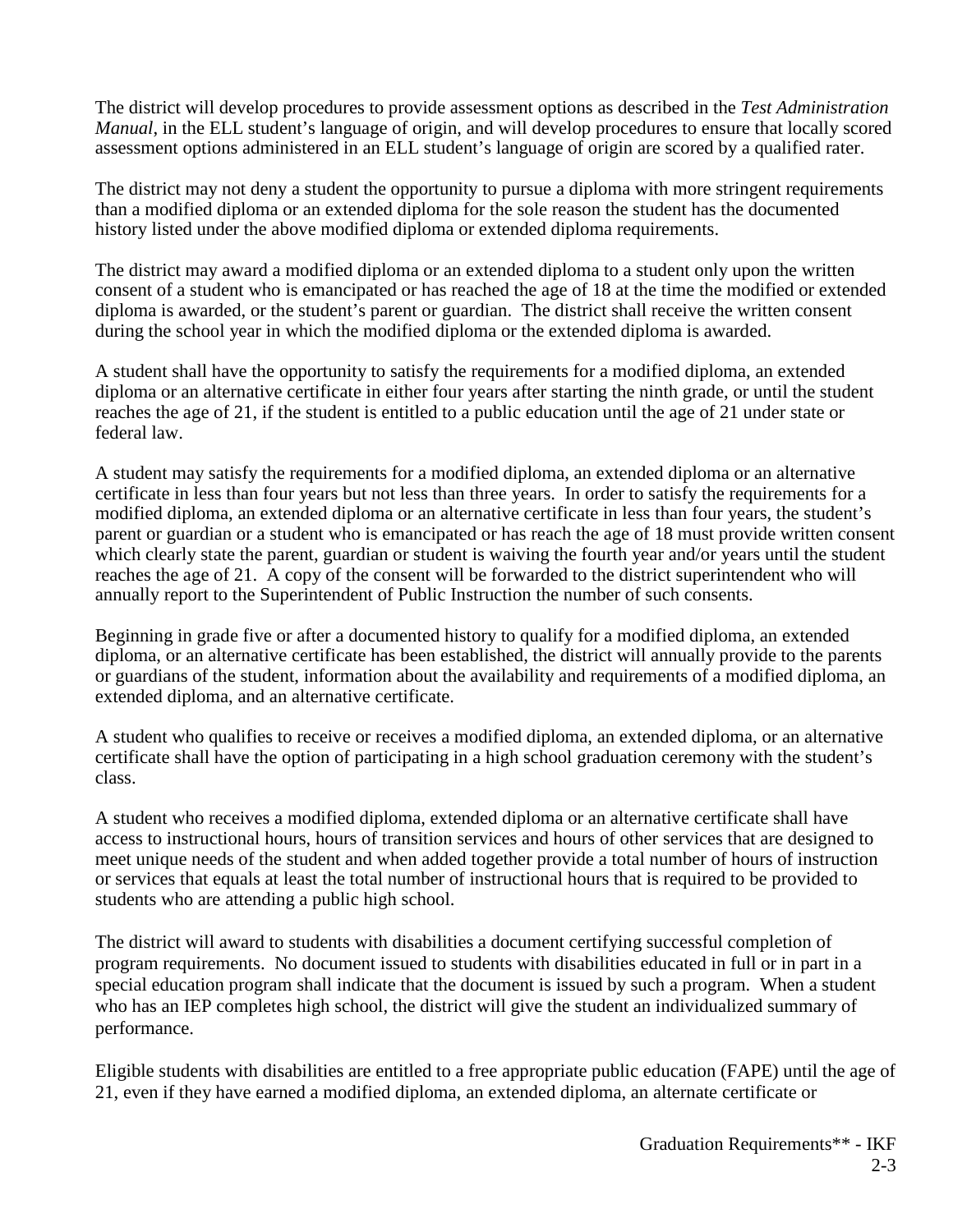The district will develop procedures to provide assessment options as described in the *Test Administration Manual*, in the ELL student's language of origin, and will develop procedures to ensure that locally scored assessment options administered in an ELL student's language of origin are scored by a qualified rater.

The district may not deny a student the opportunity to pursue a diploma with more stringent requirements than a modified diploma or an extended diploma for the sole reason the student has the documented history listed under the above modified diploma or extended diploma requirements.

The district may award a modified diploma or an extended diploma to a student only upon the written consent of a student who is emancipated or has reached the age of 18 at the time the modified or extended diploma is awarded, or the student's parent or guardian. The district shall receive the written consent during the school year in which the modified diploma or the extended diploma is awarded.

A student shall have the opportunity to satisfy the requirements for a modified diploma, an extended diploma or an alternative certificate in either four years after starting the ninth grade, or until the student reaches the age of 21, if the student is entitled to a public education until the age of 21 under state or federal law.

A student may satisfy the requirements for a modified diploma, an extended diploma or an alternative certificate in less than four years but not less than three years. In order to satisfy the requirements for a modified diploma, an extended diploma or an alternative certificate in less than four years, the student's parent or guardian or a student who is emancipated or has reach the age of 18 must provide written consent which clearly state the parent, guardian or student is waiving the fourth year and/or years until the student reaches the age of 21. A copy of the consent will be forwarded to the district superintendent who will annually report to the Superintendent of Public Instruction the number of such consents.

Beginning in grade five or after a documented history to qualify for a modified diploma, an extended diploma, or an alternative certificate has been established, the district will annually provide to the parents or guardians of the student, information about the availability and requirements of a modified diploma, an extended diploma, and an alternative certificate.

A student who qualifies to receive or receives a modified diploma, an extended diploma, or an alternative certificate shall have the option of participating in a high school graduation ceremony with the student's class.

A student who receives a modified diploma, extended diploma or an alternative certificate shall have access to instructional hours, hours of transition services and hours of other services that are designed to meet unique needs of the student and when added together provide a total number of hours of instruction or services that equals at least the total number of instructional hours that is required to be provided to students who are attending a public high school.

The district will award to students with disabilities a document certifying successful completion of program requirements. No document issued to students with disabilities educated in full or in part in a special education program shall indicate that the document is issued by such a program. When a student who has an IEP completes high school, the district will give the student an individualized summary of performance.

Eligible students with disabilities are entitled to a free appropriate public education (FAPE) until the age of 21, even if they have earned a modified diploma, an extended diploma, an alternate certificate or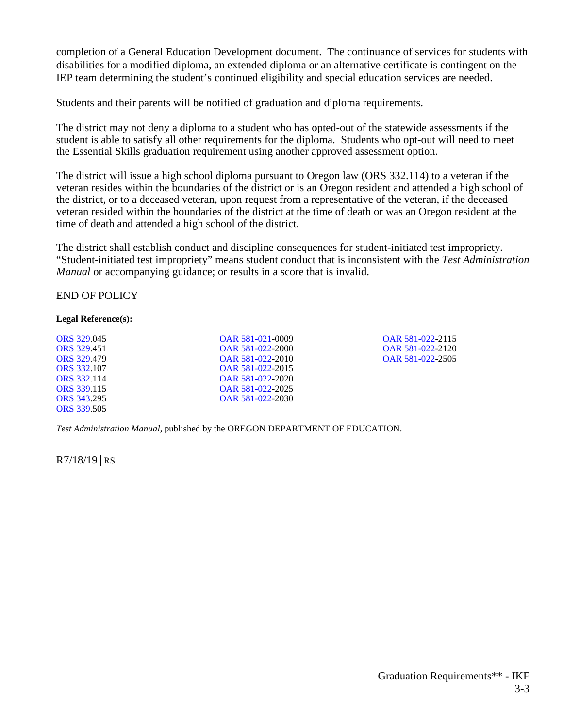completion of a General Education Development document. The continuance of services for students with disabilities for a modified diploma, an extended diploma or an alternative certificate is contingent on the IEP team determining the student's continued eligibility and special education services are needed.

Students and their parents will be notified of graduation and diploma requirements.

The district may not deny a diploma to a student who has opted-out of the statewide assessments if the student is able to satisfy all other requirements for the diploma. Students who opt-out will need to meet the Essential Skills graduation requirement using another approved assessment option.

The district will issue a high school diploma pursuant to Oregon law (ORS 332.114) to a veteran if the veteran resides within the boundaries of the district or is an Oregon resident and attended a high school of the district, or to a deceased veteran, upon request from a representative of the veteran, if the deceased veteran resided within the boundaries of the district at the time of death or was an Oregon resident at the time of death and attended a high school of the district.

The district shall establish conduct and discipline consequences for student-initiated test impropriety. "Student-initiated test impropriety" means student conduct that is inconsistent with the *Test Administration Manual* or accompanying guidance; or results in a score that is invalid.

END OF POLICY

---

**Legal Reference(s):**

ORS 329.045
ORS 329.451
ORS 329.479
ORS 332.107
ORS 332.114
ORS 339.115
ORS 343.295
ORS 339.505

OAR 581-021-0009
OAR 581-022-2000
OAR 581-022-2010
OAR 581-022-2015
OAR 581-022-2020
OAR 581-022-2025
OAR 581-022-2030

OAR 581-022-2115
OAR 581-022-2120
OAR 581-022-2505

*Test Administration Manual*, published by the OREGON DEPARTMENT OF EDUCATION.

R7/18/19|RS